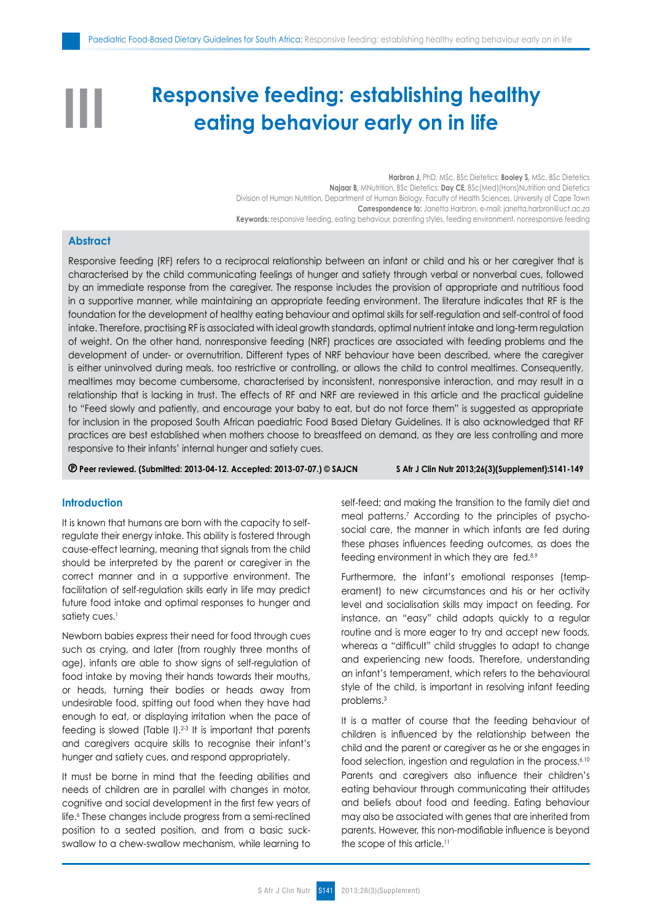# III Responsive feeding: establishing healthy eating behaviour early on in life

**Harbron J**, PhD, MSc, BSc Dietetics; **Booley S**, MSc, BSc Dietetics
**Najaar B**, MNutrition, BSc Dietetics; **Day CE**, BSc(Med)(Hons)Nutrition and Dietetics
Division of Human Nutrition, Department of Human Biology, Faculty of Health Sciences, University of Cape Town
**Correspondence to:** Janetta Harbron, e-mail: janetta.harbron@uct.ac.za
**Keywords:** responsive feeding, eating behaviour, parenting styles, feeding environment, nonresponsive feeding

## Abstract

Responsive feeding (RF) refers to a reciprocal relationship between an infant or child and his or her caregiver that is characterised by the child communicating feelings of hunger and satiety through verbal or nonverbal cues, followed by an immediate response from the caregiver. The response includes the provision of appropriate and nutritious food in a supportive manner, while maintaining an appropriate feeding environment. The literature indicates that RF is the foundation for the development of healthy eating behaviour and optimal skills for self-regulation and self-control of food intake. Therefore, practising RF is associated with ideal growth standards, optimal nutrient intake and long-term regulation of weight. On the other hand, nonresponsive feeding (NRF) practices are associated with feeding problems and the development of under- or overnutrition. Different types of NRF behaviour have been described, where the caregiver is either uninvolved during meals, too restrictive or controlling, or allows the child to control mealtimes. Consequently, mealtimes may become cumbersome, characterised by inconsistent, nonresponsive interaction, and may result in a relationship that is lacking in trust. The effects of RF and NRF are reviewed in this article and the practical guideline to "Feed slowly and patiently, and encourage your baby to eat, but do not force them" is suggested as appropriate for inclusion in the proposed South African paediatric Food Based Dietary Guidelines. It is also acknowledged that RF practices are best established when mothers choose to breastfeed on demand, as they are less controlling and more responsive to their infants' internal hunger and satiety cues.

**Ⓟ Peer reviewed. (Submitted: 2013-04-12. Accepted: 2013-07-07.) © SAJCN** **S Afr J Clin Nutr 2013;26(3)(Supplement):S141-149**

## Introduction

It is known that humans are born with the capacity to self-regulate their energy intake. This ability is fostered through cause-effect learning, meaning that signals from the child should be interpreted by the parent or caregiver in the correct manner and in a supportive environment. The facilitation of self-regulation skills early in life may predict future food intake and optimal responses to hunger and satiety cues.[1]

Newborn babies express their need for food through cues such as crying, and later (from roughly three months of age), infants are able to show signs of self-regulation of food intake by moving their hands towards their mouths, or heads, turning their bodies or heads away from undesirable food, spitting out food when they have had enough to eat, or displaying irritation when the pace of feeding is slowed (Table I).[2-3] It is important that parents and caregivers acquire skills to recognise their infant's hunger and satiety cues, and respond appropriately.

It must be borne in mind that the feeding abilities and needs of children are in parallel with changes in motor, cognitive and social development in the first few years of life.[6] These changes include progress from a semi-reclined position to a seated position, and from a basic suck-swallow to a chew-swallow mechanism, while learning to self-feed; and making the transition to the family diet and meal patterns.[7] According to the principles of psycho-social care, the manner in which infants are fed during these phases influences feeding outcomes, as does the feeding environment in which they are fed.[8,9]

Furthermore, the infant's emotional responses (temperament) to new circumstances and his or her activity level and socialisation skills may impact on feeding. For instance, an "easy" child adapts quickly to a regular routine and is more eager to try and accept new foods, whereas a "difficult" child struggles to adapt to change and experiencing new foods. Therefore, understanding an infant's temperament, which refers to the behavioural style of the child, is important in resolving infant feeding problems.[3]

It is a matter of course that the feeding behaviour of children is influenced by the relationship between the child and the parent or caregiver as he or she engages in food selection, ingestion and regulation in the process.[6,10] Parents and caregivers also influence their children's eating behaviour through communicating their attitudes and beliefs about food and feeding. Eating behaviour may also be associated with genes that are inherited from parents. However, this non-modifiable influence is beyond the scope of this article.[11]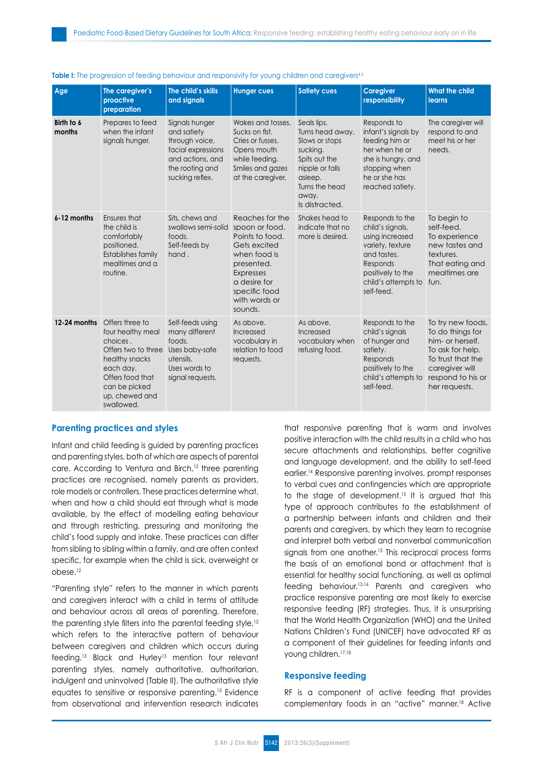**Table I:** The progression of feeding behaviour and responsivity for young children and caregivers[4,5]

| Age | The caregiver's proactive preparation | The child's skills and signals | Hunger cues | Satiety cues | Caregiver responsibility | What the child learns |
|---|---|---|---|---|---|---|
| **Birth to 6 months** | Prepares to feed when the infant signals hunger. | Signals hunger and satiety through voice, facial expressions and actions, and the rooting and sucking reflex. | Wakes and tosses. Sucks on fist. Cries or fusses. Opens mouth while feeding. Smiles and gazes at the caregiver. | Seals lips. Turns head away. Slows or stops sucking. Spits out the nipple or falls asleep. Turns the head away. Is distracted. | Responds to infant's signals by feeding him or her when he or she is hungry, and stopping when he or she has reached satiety. | The caregiver will respond to and meet his or her needs. |
| **6-12 months** | Ensures that the child is comfortably positioned. Establishes family mealtimes and a routine. | Sits, chews and swallows semi-solid foods. Self-feeds by hand . | Reaches for the spoon or food. Points to food. Gets excited when food is presented. Expresses a desire for specific food with words or sounds. | Shakes head to indicate that no more is desired. | Responds to the child's signals, using increased variety, texture and tastes. Responds positively to the child's attempts to self-feed. | To begin to self-feed. To experience new tastes and textures. That eating and mealtimes are fun. |
| **12-24 months** | Offers three to four healthy meal choices . Offers two to three healthy snacks each day. Offers food that can be picked up, chewed and swallowed. | Self-feeds using many different foods. Uses baby-safe utensils. Uses words to signal requests. | As above. Increased vocabulary in relation to food requests. | As above. Increased vocabulary when refusing food. | Responds to the child's signals of hunger and satiety. Responds positively to the child's attempts to self-feed. | To try new foods, To do things for him- or herself. To ask for help. To trust that the caregiver will respond to his or her requests. |

## Parenting practices and styles

Infant and child feeding is guided by parenting practices and parenting styles, both of which are aspects of parental care. According to Ventura and Birch,[12] three parenting practices are recognised, namely parents as providers, role models or controllers. These practices determine what, when and how a child should eat through what is made available, by the effect of modelling eating behaviour and through restricting, pressuring and monitoring the child's food supply and intake. These practices can differ from sibling to sibling within a family, and are often context specific, for example when the child is sick, overweight or obese.[12]

"Parenting style" refers to the manner in which parents and caregivers interact with a child in terms of attitude and behaviour across all areas of parenting. Therefore, the parenting style filters into the parental feeding style,[12] which refers to the interactive pattern of behaviour between caregivers and children which occurs during feeding.[13] Black and Hurley[13] mention four relevant parenting styles, namely authoritative, authoritarian, indulgent and uninvolved (Table II). The authoritative style equates to sensitive or responsive parenting.[13] Evidence from observational and intervention research indicates that responsive parenting that is warm and involves positive interaction with the child results in a child who has secure attachments and relationships, better cognitive and language development, and the ability to self-feed earlier.[14] Responsive parenting involves, prompt responses to verbal cues and contingencies which are appropriate to the stage of development.[15] It is argued that this type of approach contributes to the establishment of a partnership between infants and children and their parents and caregivers, by which they learn to recognise and interpret both verbal and nonverbal communication signals from one another.[15] This reciprocal process forms the basis of an emotional bond or attachment that is essential for healthy social functioning, as well as optimal feeding behaviour.[13,16] Parents and caregivers who practice responsive parenting are most likely to exercise responsive feeding (RF) strategies. Thus, it is unsurprising that the World Health Organization (WHO) and the United Nations Children's Fund (UNICEF) have advocated RF as a component of their guidelines for feeding infants and young children.[17,18]

## Responsive feeding

RF is a component of active feeding that provides complementary foods in an "active" manner.[18] Active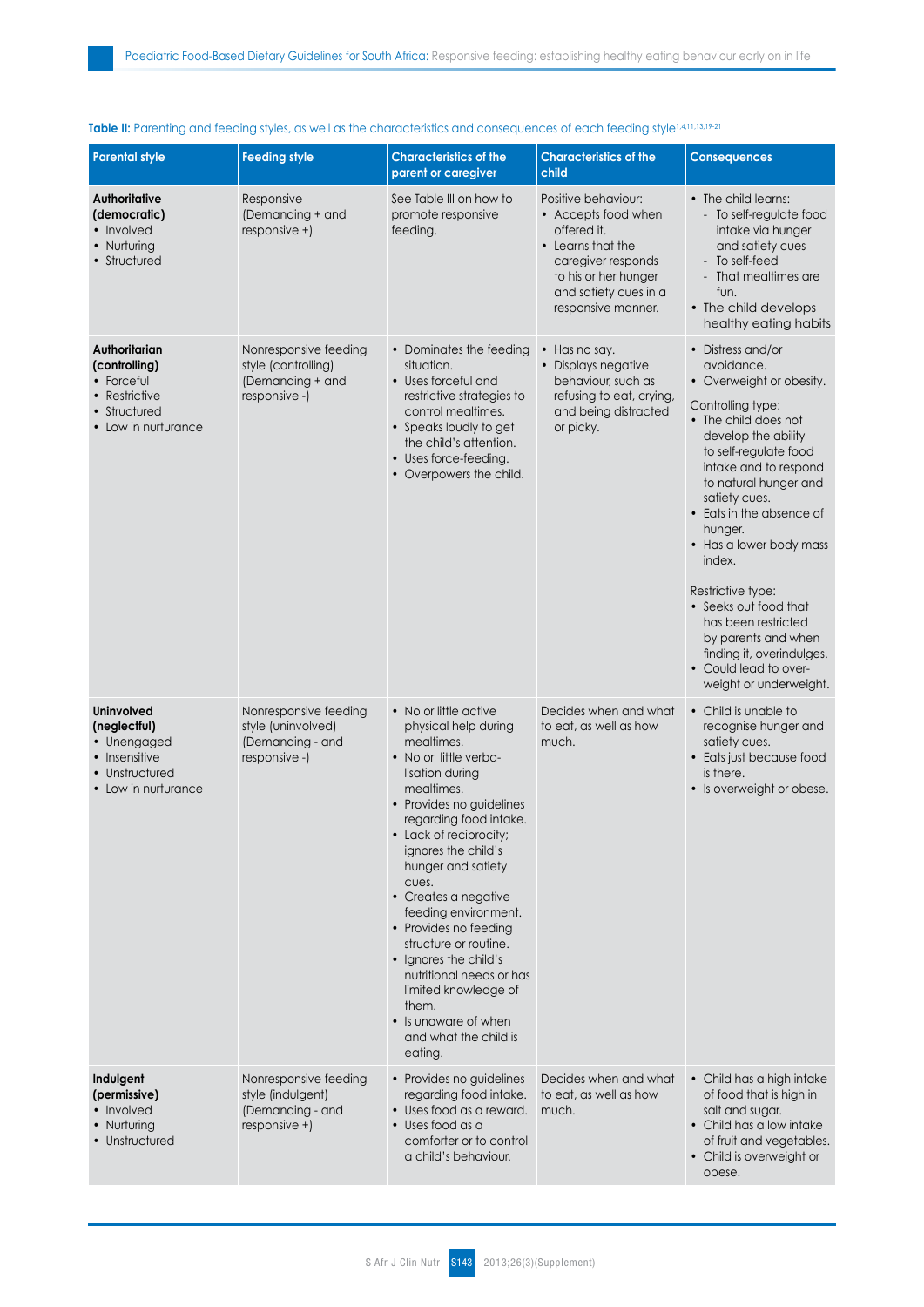**Table II:** Parenting and feeding styles, as well as the characteristics and consequences of each feeding style[1,4,11,13,19-21]

| Parental style | Feeding style | Characteristics of the parent or caregiver | Characteristics of the child | Consequences |
|---|---|---|---|---|
| **Authoritative (democratic)**<br>• Involved<br>• Nurturing<br>• Structured | Responsive (Demanding + and responsive +) | See Table III on how to promote responsive feeding. | Positive behaviour:<br>• Accepts food when offered it.<br>• Learns that the caregiver responds to his or her hunger and satiety cues in a responsive manner. | • The child learns:<br>- To self-regulate food intake via hunger and satiety cues<br>- To self-feed<br>- That mealtimes are fun.<br>• The child develops healthy eating habits |
| **Authoritarian (controlling)**<br>• Forceful<br>• Restrictive<br>• Structured<br>• Low in nurturance | Nonresponsive feeding style (controlling) (Demanding + and responsive -) | • Dominates the feeding situation.<br>• Uses forceful and restrictive strategies to control mealtimes.<br>• Speaks loudly to get the child's attention.<br>• Uses force-feeding.<br>• Overpowers the child. | • Has no say.<br>• Displays negative behaviour, such as refusing to eat, crying, and being distracted or picky. | • Distress and/or avoidance.<br>• Overweight or obesity.<br>Controlling type:<br>• The child does not develop the ability to self-regulate food intake and to respond to natural hunger and satiety cues.<br>• Eats in the absence of hunger.<br>• Has a lower body mass index.<br>Restrictive type:<br>• Seeks out food that has been restricted by parents and when finding it, overindulges.<br>• Could lead to over-weight or underweight. |
| **Uninvolved (neglectful)**<br>• Unengaged<br>• Insensitive<br>• Unstructured<br>• Low in nurturance | Nonresponsive feeding style (uninvolved) (Demanding - and responsive -) | • No or little active physical help during mealtimes.<br>• No or little verba-lisation during mealtimes.<br>• Provides no guidelines regarding food intake.<br>• Lack of reciprocity; ignores the child's hunger and satiety cues.<br>• Creates a negative feeding environment.<br>• Provides no feeding structure or routine.<br>• Ignores the child's nutritional needs or has limited knowledge of them.<br>• Is unaware of when and what the child is eating. | Decides when and what to eat, as well as how much. | • Child is unable to recognise hunger and satiety cues.<br>• Eats just because food is there.<br>• Is overweight or obese. |
| **Indulgent (permissive)**<br>• Involved<br>• Nurturing<br>• Unstructured | Nonresponsive feeding style (indulgent) (Demanding - and responsive +) | • Provides no guidelines regarding food intake.<br>• Uses food as a reward.<br>• Uses food as a comforter or to control a child's behaviour. | Decides when and what to eat, as well as how much. | • Child has a high intake of food that is high in salt and sugar.<br>• Child has a low intake of fruit and vegetables.<br>• Child is overweight or obese. |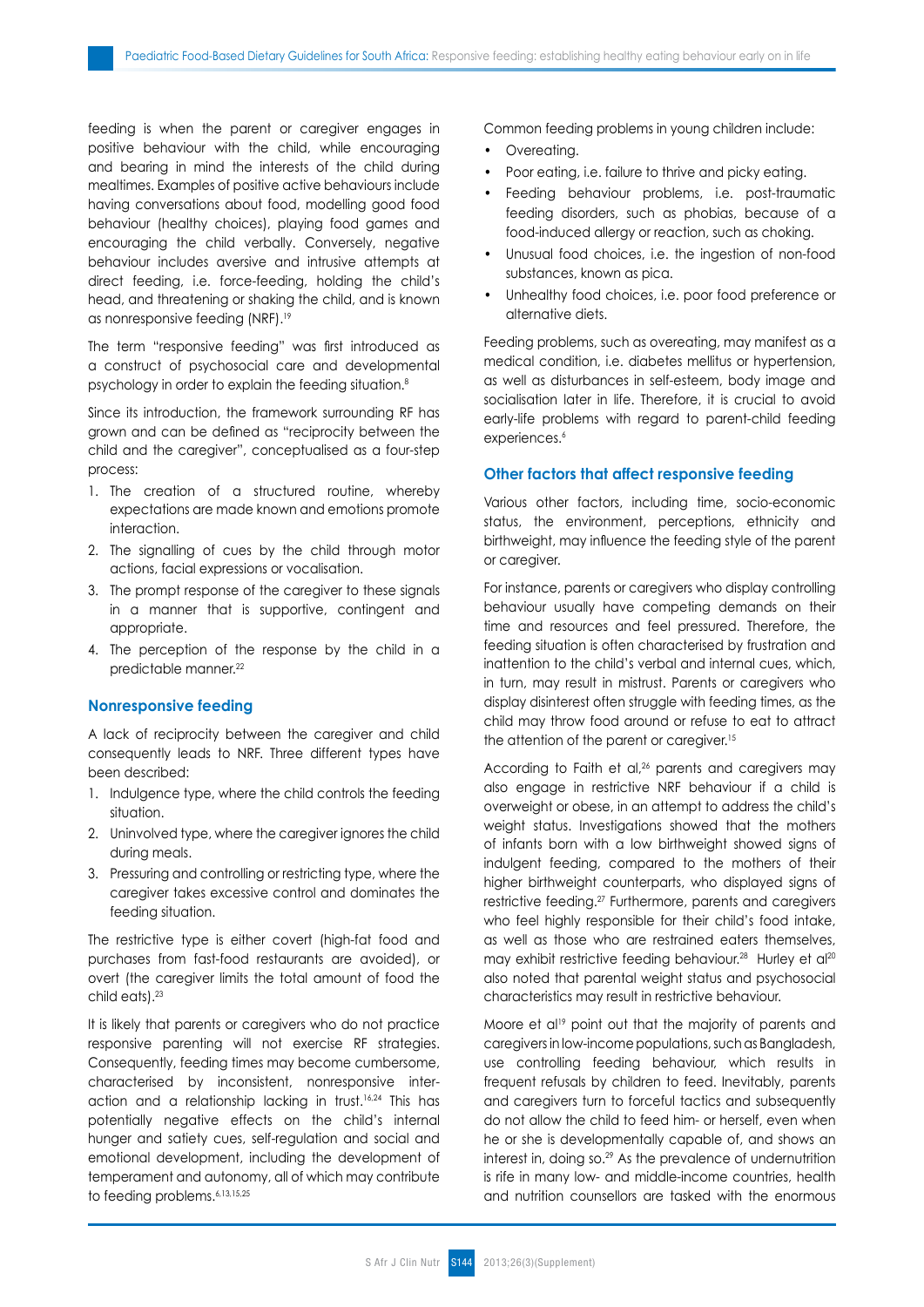feeding is when the parent or caregiver engages in positive behaviour with the child, while encouraging and bearing in mind the interests of the child during mealtimes. Examples of positive active behaviours include having conversations about food, modelling good food behaviour (healthy choices), playing food games and encouraging the child verbally. Conversely, negative behaviour includes aversive and intrusive attempts at direct feeding, i.e. force-feeding, holding the child's head, and threatening or shaking the child, and is known as nonresponsive feeding (NRF).[19]

The term "responsive feeding" was first introduced as a construct of psychosocial care and developmental psychology in order to explain the feeding situation.[8]

Since its introduction, the framework surrounding RF has grown and can be defined as "reciprocity between the child and the caregiver", conceptualised as a four-step process:

1. The creation of a structured routine, whereby expectations are made known and emotions promote interaction.
2. The signalling of cues by the child through motor actions, facial expressions or vocalisation.
3. The prompt response of the caregiver to these signals in a manner that is supportive, contingent and appropriate.
4. The perception of the response by the child in a predictable manner.[22]

### Nonresponsive feeding

A lack of reciprocity between the caregiver and child consequently leads to NRF. Three different types have been described:

1. Indulgence type, where the child controls the feeding situation.
2. Uninvolved type, where the caregiver ignores the child during meals.
3. Pressuring and controlling or restricting type, where the caregiver takes excessive control and dominates the feeding situation.

The restrictive type is either covert (high-fat food and purchases from fast-food restaurants are avoided), or overt (the caregiver limits the total amount of food the child eats).[23]

It is likely that parents or caregivers who do not practice responsive parenting will not exercise RF strategies. Consequently, feeding times may become cumbersome, characterised by inconsistent, nonresponsive interaction and a relationship lacking in trust.[16,24] This has potentially negative effects on the child's internal hunger and satiety cues, self-regulation and social and emotional development, including the development of temperament and autonomy, all of which may contribute to feeding problems.[6,13,15,25]

Common feeding problems in young children include:

- Overeating.
- Poor eating, i.e. failure to thrive and picky eating.
- Feeding behaviour problems, i.e. post-traumatic feeding disorders, such as phobias, because of a food-induced allergy or reaction, such as choking.
- Unusual food choices, i.e. the ingestion of non-food substances, known as pica.
- Unhealthy food choices, i.e. poor food preference or alternative diets.

Feeding problems, such as overeating, may manifest as a medical condition, i.e. diabetes mellitus or hypertension, as well as disturbances in self-esteem, body image and socialisation later in life. Therefore, it is crucial to avoid early-life problems with regard to parent-child feeding experiences.[6]

### Other factors that affect responsive feeding

Various other factors, including time, socio-economic status, the environment, perceptions, ethnicity and birthweight, may influence the feeding style of the parent or caregiver.

For instance, parents or caregivers who display controlling behaviour usually have competing demands on their time and resources and feel pressured. Therefore, the feeding situation is often characterised by frustration and inattention to the child's verbal and internal cues, which, in turn, may result in mistrust. Parents or caregivers who display disinterest often struggle with feeding times, as the child may throw food around or refuse to eat to attract the attention of the parent or caregiver.[15]

According to Faith et al,[26] parents and caregivers may also engage in restrictive NRF behaviour if a child is overweight or obese, in an attempt to address the child's weight status. Investigations showed that the mothers of infants born with a low birthweight showed signs of indulgent feeding, compared to the mothers of their higher birthweight counterparts, who displayed signs of restrictive feeding.[27] Furthermore, parents and caregivers who feel highly responsible for their child's food intake, as well as those who are restrained eaters themselves, may exhibit restrictive feeding behaviour.[28] Hurley et al[20] also noted that parental weight status and psychosocial characteristics may result in restrictive behaviour.

Moore et al[19] point out that the majority of parents and caregivers in low-income populations, such as Bangladesh, use controlling feeding behaviour, which results in frequent refusals by children to feed. Inevitably, parents and caregivers turn to forceful tactics and subsequently do not allow the child to feed him- or herself, even when he or she is developmentally capable of, and shows an interest in, doing so.[29] As the prevalence of undernutrition is rife in many low- and middle-income countries, health and nutrition counsellors are tasked with the enormous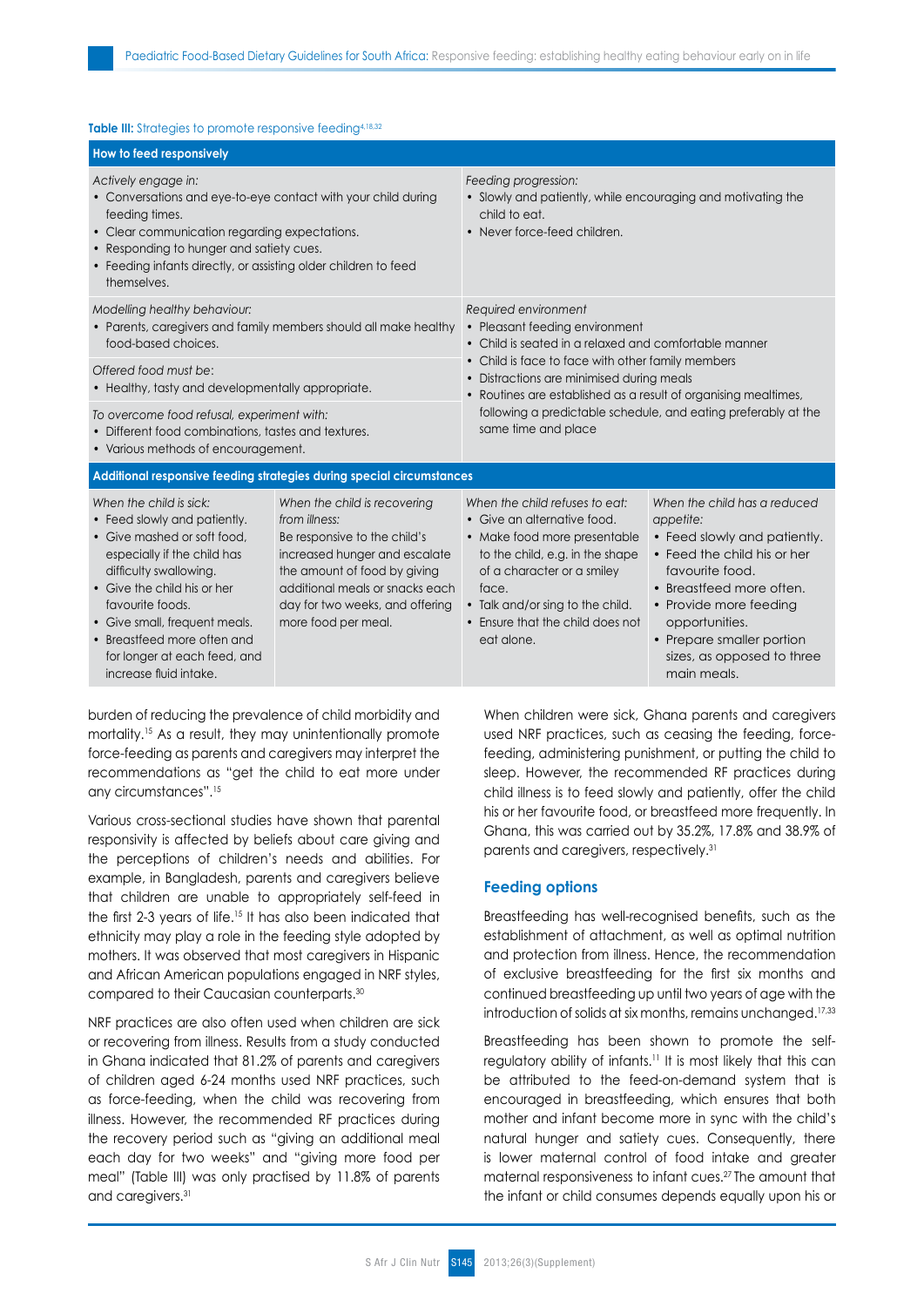**Table III:** Strategies to promote responsive feeding[4,18,32]

| How to feed responsively | | | |
|---|---|---|---|
| *Actively engage in:*<br>• Conversations and eye-to-eye contact with your child during feeding times.<br>• Clear communication regarding expectations.<br>• Responding to hunger and satiety cues.<br>• Feeding infants directly, or assisting older children to feed themselves. | | *Feeding progression:*<br>• Slowly and patiently, while encouraging and motivating the child to eat.<br>• Never force-feed children. | |
| *Modelling healthy behaviour:*<br>• Parents, caregivers and family members should all make healthy food-based choices.<br><br>*Offered food must be:*<br>• Healthy, tasty and developmentally appropriate.<br><br>*To overcome food refusal, experiment with:*<br>• Different food combinations, tastes and textures.<br>• Various methods of encouragement. | | *Required environment*<br>• Pleasant feeding environment<br>• Child is seated in a relaxed and comfortable manner<br>• Child is face to face with other family members<br>• Distractions are minimised during meals<br>• Routines are established as a result of organising mealtimes, following a predictable schedule, and eating preferably at the same time and place | |
| **Additional responsive feeding strategies during special circumstances** | | | |
| *When the child is sick:*<br>• Feed slowly and patiently.<br>• Give mashed or soft food, especially if the child has difficulty swallowing.<br>• Give the child his or her favourite foods.<br>• Give small, frequent meals.<br>• Breastfeed more often and for longer at each feed, and increase fluid intake. | *When the child is recovering from illness:*<br>Be responsive to the child's increased hunger and escalate the amount of food by giving additional meals or snacks each day for two weeks, and offering more food per meal. | *When the child refuses to eat:*<br>• Give an alternative food.<br>• Make food more presentable to the child, e.g. in the shape of a character or a smiley face.<br>• Talk and/or sing to the child.<br>• Ensure that the child does not eat alone. | *When the child has a reduced appetite:*<br>• Feed slowly and patiently.<br>• Feed the child his or her favourite food.<br>• Breastfeed more often.<br>• Provide more feeding opportunities.<br>• Prepare smaller portion sizes, as opposed to three main meals. |

burden of reducing the prevalence of child morbidity and mortality.[15] As a result, they may unintentionally promote force-feeding as parents and caregivers may interpret the recommendations as "get the child to eat more under any circumstances".[15]

Various cross-sectional studies have shown that parental responsivity is affected by beliefs about care giving and the perceptions of children's needs and abilities. For example, in Bangladesh, parents and caregivers believe that children are unable to appropriately self-feed in the first 2-3 years of life.[15] It has also been indicated that ethnicity may play a role in the feeding style adopted by mothers. It was observed that most caregivers in Hispanic and African American populations engaged in NRF styles, compared to their Caucasian counterparts.[30]

NRF practices are also often used when children are sick or recovering from illness. Results from a study conducted in Ghana indicated that 81.2% of parents and caregivers of children aged 6-24 months used NRF practices, such as force-feeding, when the child was recovering from illness. However, the recommended RF practices during the recovery period such as "giving an additional meal each day for two weeks" and "giving more food per meal" (Table III) was only practised by 11.8% of parents and caregivers.[31]

When children were sick, Ghana parents and caregivers used NRF practices, such as ceasing the feeding, force-feeding, administering punishment, or putting the child to sleep. However, the recommended RF practices during child illness is to feed slowly and patiently, offer the child his or her favourite food, or breastfeed more frequently. In Ghana, this was carried out by 35.2%, 17.8% and 38.9% of parents and caregivers, respectively.[31]

## Feeding options

Breastfeeding has well-recognised benefits, such as the establishment of attachment, as well as optimal nutrition and protection from illness. Hence, the recommendation of exclusive breastfeeding for the first six months and continued breastfeeding up until two years of age with the introduction of solids at six months, remains unchanged.[17,33]

Breastfeeding has been shown to promote the self-regulatory ability of infants.[11] It is most likely that this can be attributed to the feed-on-demand system that is encouraged in breastfeeding, which ensures that both mother and infant become more in sync with the child's natural hunger and satiety cues. Consequently, there is lower maternal control of food intake and greater maternal responsiveness to infant cues.[27] The amount that the infant or child consumes depends equally upon his or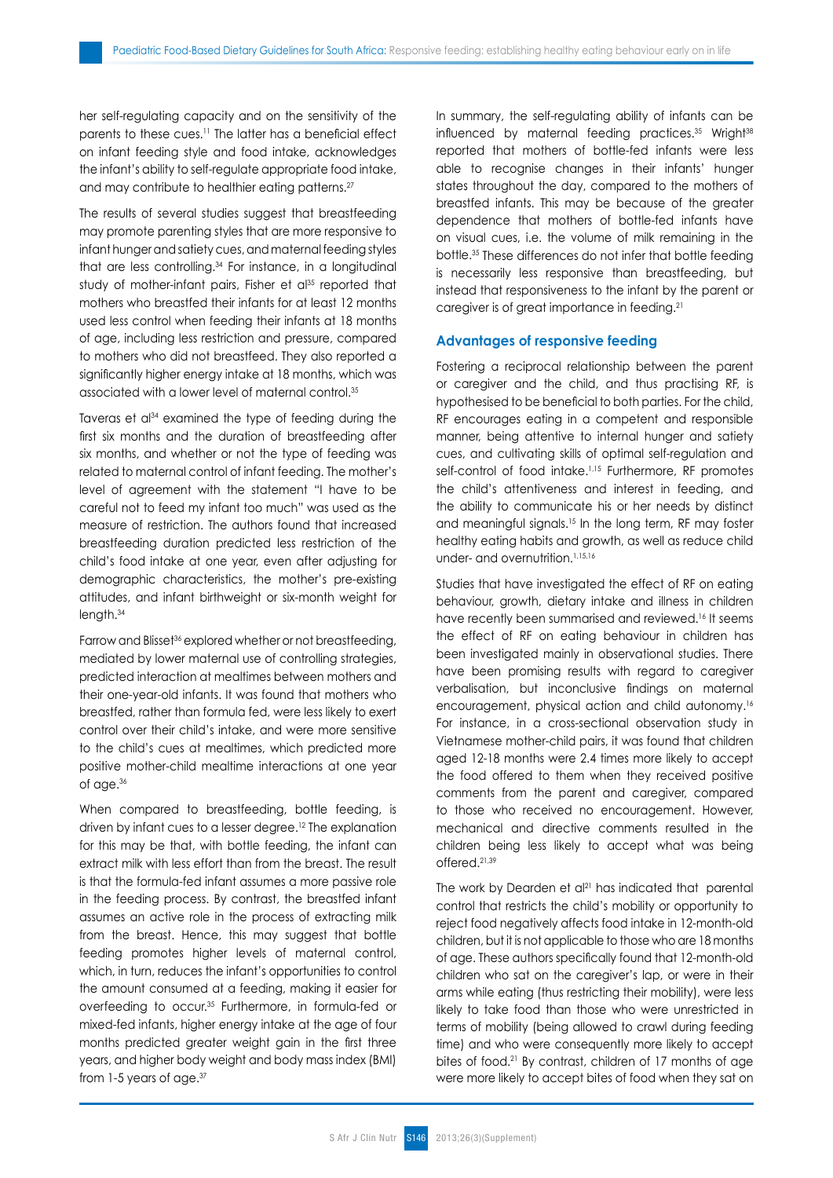her self-regulating capacity and on the sensitivity of the parents to these cues.[11] The latter has a beneficial effect on infant feeding style and food intake, acknowledges the infant's ability to self-regulate appropriate food intake, and may contribute to healthier eating patterns.[27]

The results of several studies suggest that breastfeeding may promote parenting styles that are more responsive to infant hunger and satiety cues, and maternal feeding styles that are less controlling.[34] For instance, in a longitudinal study of mother-infant pairs, Fisher et al[35] reported that mothers who breastfed their infants for at least 12 months used less control when feeding their infants at 18 months of age, including less restriction and pressure, compared to mothers who did not breastfeed. They also reported a significantly higher energy intake at 18 months, which was associated with a lower level of maternal control.[35]

Taveras et al[34] examined the type of feeding during the first six months and the duration of breastfeeding after six months, and whether or not the type of feeding was related to maternal control of infant feeding. The mother's level of agreement with the statement "I have to be careful not to feed my infant too much" was used as the measure of restriction. The authors found that increased breastfeeding duration predicted less restriction of the child's food intake at one year, even after adjusting for demographic characteristics, the mother's pre-existing attitudes, and infant birthweight or six-month weight for length.[34]

Farrow and Blisset[36] explored whether or not breastfeeding, mediated by lower maternal use of controlling strategies, predicted interaction at mealtimes between mothers and their one-year-old infants. It was found that mothers who breastfed, rather than formula fed, were less likely to exert control over their child's intake, and were more sensitive to the child's cues at mealtimes, which predicted more positive mother-child mealtime interactions at one year of age.[36]

When compared to breastfeeding, bottle feeding, is driven by infant cues to a lesser degree.[12] The explanation for this may be that, with bottle feeding, the infant can extract milk with less effort than from the breast. The result is that the formula-fed infant assumes a more passive role in the feeding process. By contrast, the breastfed infant assumes an active role in the process of extracting milk from the breast. Hence, this may suggest that bottle feeding promotes higher levels of maternal control, which, in turn, reduces the infant's opportunities to control the amount consumed at a feeding, making it easier for overfeeding to occur.[35] Furthermore, in formula-fed or mixed-fed infants, higher energy intake at the age of four months predicted greater weight gain in the first three years, and higher body weight and body mass index (BMI) from 1-5 years of age.[37]

In summary, the self-regulating ability of infants can be influenced by maternal feeding practices.[35] Wright[38] reported that mothers of bottle-fed infants were less able to recognise changes in their infants' hunger states throughout the day, compared to the mothers of breastfed infants. This may be because of the greater dependence that mothers of bottle-fed infants have on visual cues, i.e. the volume of milk remaining in the bottle.[35] These differences do not infer that bottle feeding is necessarily less responsive than breastfeeding, but instead that responsiveness to the infant by the parent or caregiver is of great importance in feeding.[21]

## Advantages of responsive feeding

Fostering a reciprocal relationship between the parent or caregiver and the child, and thus practising RF, is hypothesised to be beneficial to both parties. For the child, RF encourages eating in a competent and responsible manner, being attentive to internal hunger and satiety cues, and cultivating skills of optimal self-regulation and self-control of food intake.[1,15] Furthermore, RF promotes the child's attentiveness and interest in feeding, and the ability to communicate his or her needs by distinct and meaningful signals.[15] In the long term, RF may foster healthy eating habits and growth, as well as reduce child under- and overnutrition.[1,15,16]

Studies that have investigated the effect of RF on eating behaviour, growth, dietary intake and illness in children have recently been summarised and reviewed.[16] It seems the effect of RF on eating behaviour in children has been investigated mainly in observational studies. There have been promising results with regard to caregiver verbalisation, but inconclusive findings on maternal encouragement, physical action and child autonomy.[16] For instance, in a cross-sectional observation study in Vietnamese mother-child pairs, it was found that children aged 12-18 months were 2.4 times more likely to accept the food offered to them when they received positive comments from the parent and caregiver, compared to those who received no encouragement. However, mechanical and directive comments resulted in the children being less likely to accept what was being offered.[21,39]

The work by Dearden et al[21] has indicated that parental control that restricts the child's mobility or opportunity to reject food negatively affects food intake in 12-month-old children, but it is not applicable to those who are 18 months of age. These authors specifically found that 12-month-old children who sat on the caregiver's lap, or were in their arms while eating (thus restricting their mobility), were less likely to take food than those who were unrestricted in terms of mobility (being allowed to crawl during feeding time) and who were consequently more likely to accept bites of food.[21] By contrast, children of 17 months of age were more likely to accept bites of food when they sat on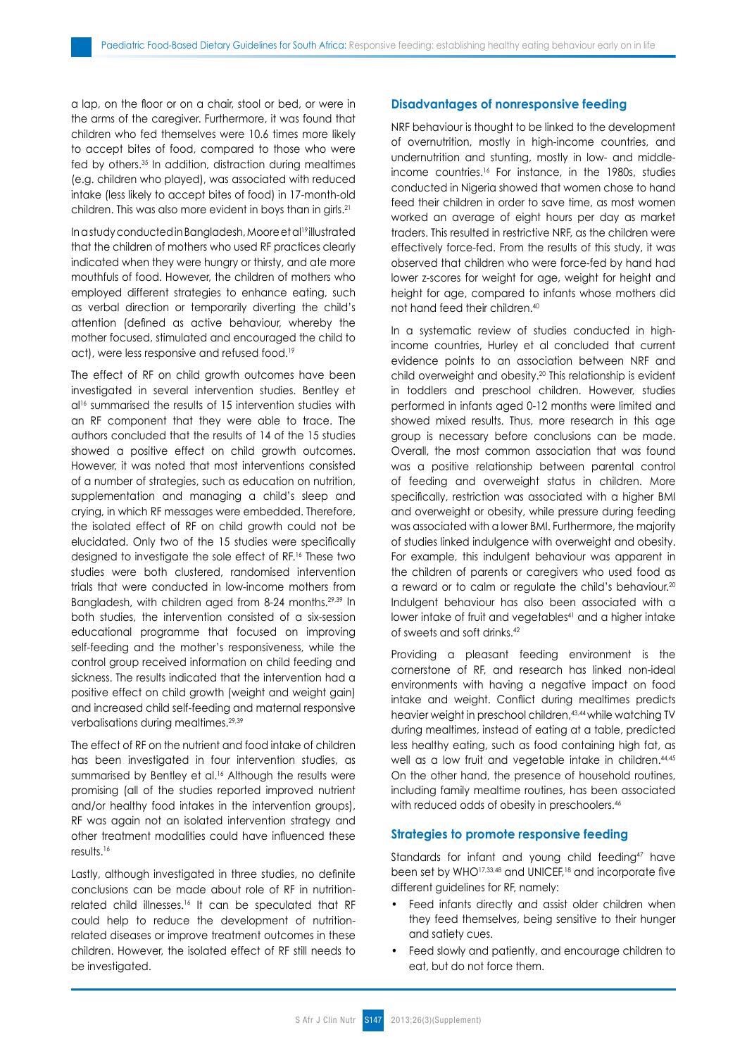a lap, on the floor or on a chair, stool or bed, or were in the arms of the caregiver. Furthermore, it was found that children who fed themselves were 10.6 times more likely to accept bites of food, compared to those who were fed by others.[35] In addition, distraction during mealtimes (e.g. children who played), was associated with reduced intake (less likely to accept bites of food) in 17-month-old children. This was also more evident in boys than in girls.[21]

In a study conducted in Bangladesh, Moore et al[19] illustrated that the children of mothers who used RF practices clearly indicated when they were hungry or thirsty, and ate more mouthfuls of food. However, the children of mothers who employed different strategies to enhance eating, such as verbal direction or temporarily diverting the child's attention (defined as active behaviour, whereby the mother focused, stimulated and encouraged the child to act), were less responsive and refused food.[19]

The effect of RF on child growth outcomes have been investigated in several intervention studies. Bentley et al[16] summarised the results of 15 intervention studies with an RF component that they were able to trace. The authors concluded that the results of 14 of the 15 studies showed a positive effect on child growth outcomes. However, it was noted that most interventions consisted of a number of strategies, such as education on nutrition, supplementation and managing a child's sleep and crying, in which RF messages were embedded. Therefore, the isolated effect of RF on child growth could not be elucidated. Only two of the 15 studies were specifically designed to investigate the sole effect of RF.[16] These two studies were both clustered, randomised intervention trials that were conducted in low-income mothers from Bangladesh, with children aged from 8-24 months.[29,39] In both studies, the intervention consisted of a six-session educational programme that focused on improving self-feeding and the mother's responsiveness, while the control group received information on child feeding and sickness. The results indicated that the intervention had a positive effect on child growth (weight and weight gain) and increased child self-feeding and maternal responsive verbalisations during mealtimes.[29,39]

The effect of RF on the nutrient and food intake of children has been investigated in four intervention studies, as summarised by Bentley et al.[16] Although the results were promising (all of the studies reported improved nutrient and/or healthy food intakes in the intervention groups), RF was again not an isolated intervention strategy and other treatment modalities could have influenced these results.[16]

Lastly, although investigated in three studies, no definite conclusions can be made about role of RF in nutrition-related child illnesses.[16] It can be speculated that RF could help to reduce the development of nutrition-related diseases or improve treatment outcomes in these children. However, the isolated effect of RF still needs to be investigated.

## Disadvantages of nonresponsive feeding

NRF behaviour is thought to be linked to the development of overnutrition, mostly in high-income countries, and undernutrition and stunting, mostly in low- and middle-income countries.[16] For instance, in the 1980s, studies conducted in Nigeria showed that women chose to hand feed their children in order to save time, as most women worked an average of eight hours per day as market traders. This resulted in restrictive NRF, as the children were effectively force-fed. From the results of this study, it was observed that children who were force-fed by hand had lower z-scores for weight for age, weight for height and height for age, compared to infants whose mothers did not hand feed their children.[40]

In a systematic review of studies conducted in high-income countries, Hurley et al concluded that current evidence points to an association between NRF and child overweight and obesity.[20] This relationship is evident in toddlers and preschool children. However, studies performed in infants aged 0-12 months were limited and showed mixed results. Thus, more research in this age group is necessary before conclusions can be made. Overall, the most common association that was found was a positive relationship between parental control of feeding and overweight status in children. More specifically, restriction was associated with a higher BMI and overweight or obesity, while pressure during feeding was associated with a lower BMI. Furthermore, the majority of studies linked indulgence with overweight and obesity. For example, this indulgent behaviour was apparent in the children of parents or caregivers who used food as a reward or to calm or regulate the child's behaviour.[20] Indulgent behaviour has also been associated with a lower intake of fruit and vegetables[41] and a higher intake of sweets and soft drinks.[42]

Providing a pleasant feeding environment is the cornerstone of RF, and research has linked non-ideal environments with having a negative impact on food intake and weight. Conflict during mealtimes predicts heavier weight in preschool children,[43,44] while watching TV during mealtimes, instead of eating at a table, predicted less healthy eating, such as food containing high fat, as well as a low fruit and vegetable intake in children.[44,45] On the other hand, the presence of household routines, including family mealtime routines, has been associated with reduced odds of obesity in preschoolers.[46]

## Strategies to promote responsive feeding

Standards for infant and young child feeding[47] have been set by WHO[17,33,48] and UNICEF,[18] and incorporate five different guidelines for RF, namely:

- Feed infants directly and assist older children when they feed themselves, being sensitive to their hunger and satiety cues.
- Feed slowly and patiently, and encourage children to eat, but do not force them.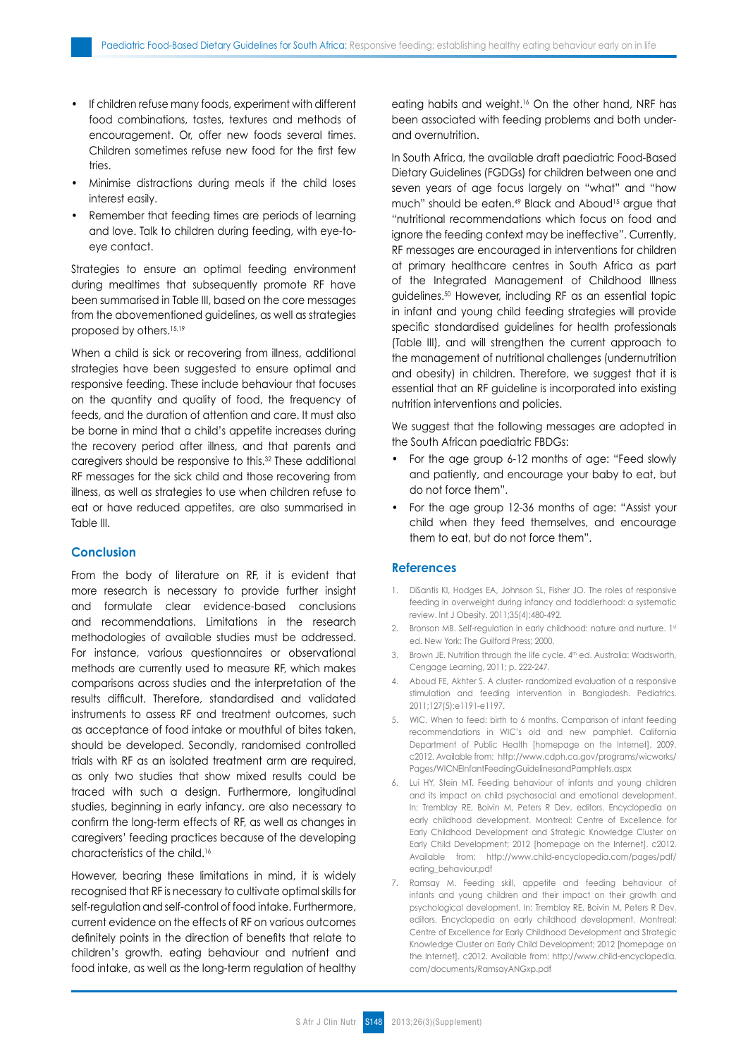- If children refuse many foods, experiment with different food combinations, tastes, textures and methods of encouragement. Or, offer new foods several times. Children sometimes refuse new food for the first few tries.
- Minimise distractions during meals if the child loses interest easily.
- Remember that feeding times are periods of learning and love. Talk to children during feeding, with eye-to-eye contact.

Strategies to ensure an optimal feeding environment during mealtimes that subsequently promote RF have been summarised in Table III, based on the core messages from the abovementioned guidelines, as well as strategies proposed by others.[15,19]

When a child is sick or recovering from illness, additional strategies have been suggested to ensure optimal and responsive feeding. These include behaviour that focuses on the quantity and quality of food, the frequency of feeds, and the duration of attention and care. It must also be borne in mind that a child's appetite increases during the recovery period after illness, and that parents and caregivers should be responsive to this.[32] These additional RF messages for the sick child and those recovering from illness, as well as strategies to use when children refuse to eat or have reduced appetites, are also summarised in Table III.

## Conclusion

From the body of literature on RF, it is evident that more research is necessary to provide further insight and formulate clear evidence-based conclusions and recommendations. Limitations in the research methodologies of available studies must be addressed. For instance, various questionnaires or observational methods are currently used to measure RF, which makes comparisons across studies and the interpretation of the results difficult. Therefore, standardised and validated instruments to assess RF and treatment outcomes, such as acceptance of food intake or mouthful of bites taken, should be developed. Secondly, randomised controlled trials with RF as an isolated treatment arm are required, as only two studies that show mixed results could be traced with such a design. Furthermore, longitudinal studies, beginning in early infancy, are also necessary to confirm the long-term effects of RF, as well as changes in caregivers' feeding practices because of the developing characteristics of the child.[16]

However, bearing these limitations in mind, it is widely recognised that RF is necessary to cultivate optimal skills for self-regulation and self-control of food intake. Furthermore, current evidence on the effects of RF on various outcomes definitely points in the direction of benefits that relate to children's growth, eating behaviour and nutrient and food intake, as well as the long-term regulation of healthy eating habits and weight.[16] On the other hand, NRF has been associated with feeding problems and both under- and overnutrition.

In South Africa, the available draft paediatric Food-Based Dietary Guidelines (FGDGs) for children between one and seven years of age focus largely on "what" and "how much" should be eaten.[49] Black and Aboud[15] argue that "nutritional recommendations which focus on food and ignore the feeding context may be ineffective". Currently, RF messages are encouraged in interventions for children at primary healthcare centres in South Africa as part of the Integrated Management of Childhood Illness guidelines.[50] However, including RF as an essential topic in infant and young child feeding strategies will provide specific standardised guidelines for health professionals (Table III), and will strengthen the current approach to the management of nutritional challenges (undernutrition and obesity) in children. Therefore, we suggest that it is essential that an RF guideline is incorporated into existing nutrition interventions and policies.

We suggest that the following messages are adopted in the South African paediatric FBDGs:

- For the age group 6-12 months of age: "Feed slowly and patiently, and encourage your baby to eat, but do not force them".
- For the age group 12-36 months of age: "Assist your child when they feed themselves, and encourage them to eat, but do not force them".

## References

1. DiSantis KI, Hodges EA, Johnson SL, Fisher JO. The roles of responsive feeding in overweight during infancy and toddlerhood: a systematic review. Int J Obesity. 2011;35(4):480-492.
2. Bronson MB. Self-regulation in early childhood: nature and nurture. 1st ed. New York: The Guilford Press; 2000.
3. Brown JE. Nutrition through the life cycle. 4th ed. Australia: Wadsworth, Cengage Learning, 2011; p. 222-247.
4. Aboud FE, Akhter S. A cluster- randomized evaluation of a responsive stimulation and feeding intervention in Bangladesh. Pediatrics. 2011;127(5):e1191-e1197.
5. WIC. When to feed: birth to 6 months. Comparison of infant feeding recommendations in WIC's old and new pamphlet. California Department of Public Health [homepage on the Internet]. 2009. c2012. Available from: http://www.cdph.ca.gov/programs/wicworks/Pages/WICNEInfantFeedingGuidelinesandPamphlets.aspx
6. Lui HY, Stein MT. Feeding behaviour of infants and young children and its impact on child psychosocial and emotional development. In: Tremblay RE, Boivin M, Peters R Dev, editors. Encyclopedia on early childhood development. Montreal: Centre of Excellence for Early Childhood Development and Strategic Knowledge Cluster on Early Child Development; 2012 [homepage on the Internet]. c2012. Available from: http://www.child-encyclopedia.com/pages/pdf/eating_behaviour.pdf
7. Ramsay M. Feeding skill, appetite and feeding behaviour of infants and young children and their impact on their growth and psychological development. In: Tremblay RE, Boivin M, Peters R Dev, editors. Encyclopedia on early childhood development. Montreal: Centre of Excellence for Early Childhood Development and Strategic Knowledge Cluster on Early Child Development; 2012 [homepage on the Internet]. c2012. Available from: http://www.child-encyclopedia.com/documents/RamsayANGxp.pdf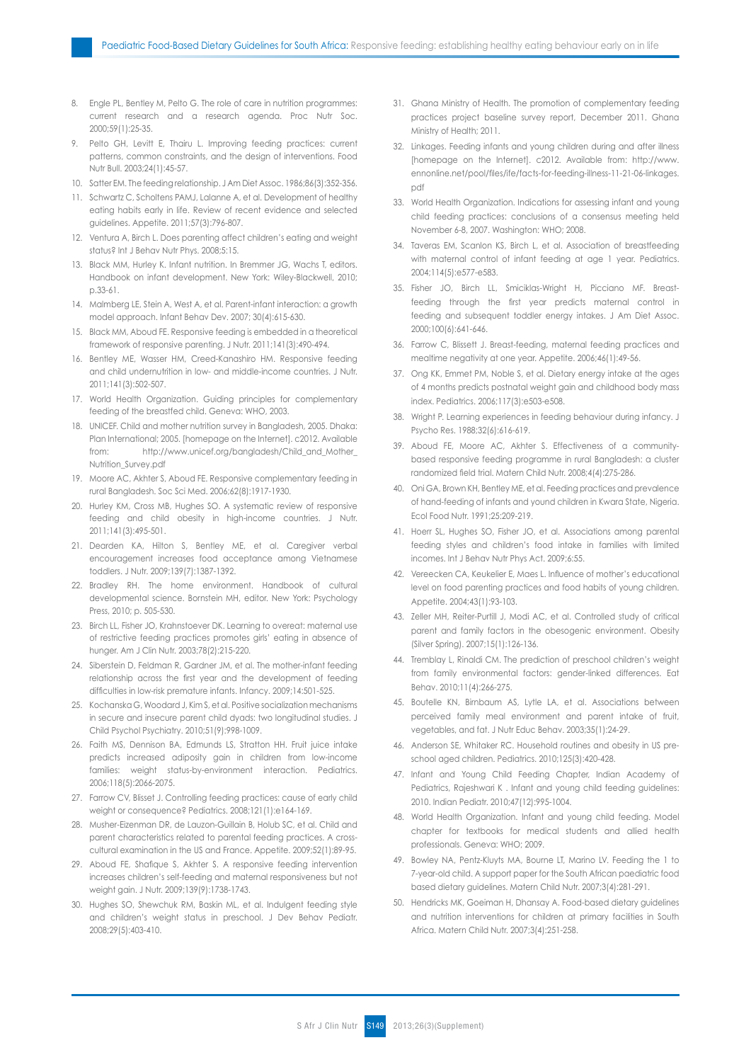8. Engle PL, Bentley M, Pelto G. The role of care in nutrition programmes: current research and a research agenda. Proc Nutr Soc. 2000;59(1):25-35.
9. Pelto GH, Levitt E, Thairu L. Improving feeding practices: current patterns, common constraints, and the design of interventions. Food Nutr Bull. 2003;24(1):45-57.
10. Satter EM. The feeding relationship. J Am Diet Assoc. 1986;86(3):352-356.
11. Schwartz C, Scholtens PAMJ, Lalanne A, et al. Development of healthy eating habits early in life. Review of recent evidence and selected guidelines. Appetite. 2011;57(3):796-807.
12. Ventura A, Birch L. Does parenting affect children's eating and weight status? Int J Behav Nutr Phys. 2008;5:15.
13. Black MM, Hurley K. Infant nutrition. In Bremmer JG, Wachs T, editors. Handbook on infant development. New York: Wiley-Blackwell, 2010; p.33-61.
14. Malmberg LE, Stein A, West A, et al. Parent-infant interaction: a growth model approach. Infant Behav Dev. 2007; 30(4):615-630.
15. Black MM, Aboud FE. Responsive feeding is embedded in a theoretical framework of responsive parenting. J Nutr. 2011;141(3):490-494.
16. Bentley ME, Wasser HM, Creed-Kanashiro HM. Responsive feeding and child undernutrition in low- and middle-income countries. J Nutr. 2011;141(3):502-507.
17. World Health Organization. Guiding principles for complementary feeding of the breastfed child. Geneva: WHO, 2003.
18. UNICEF. Child and mother nutrition survey in Bangladesh, 2005. Dhaka: Plan International; 2005. [homepage on the Internet]. c2012. Available from: http://www.unicef.org/bangladesh/Child_and_Mother_Nutrition_Survey.pdf
19. Moore AC, Akhter S, Aboud FE. Responsive complementary feeding in rural Bangladesh. Soc Sci Med. 2006;62(8):1917-1930.
20. Hurley KM, Cross MB, Hughes SO. A systematic review of responsive feeding and child obesity in high-income countries. J Nutr. 2011;141(3):495-501.
21. Dearden KA, Hilton S, Bentley ME, et al. Caregiver verbal encouragement increases food acceptance among Vietnamese toddlers. J Nutr. 2009;139(7):1387-1392.
22. Bradley RH. The home environment. Handbook of cultural developmental science. Bornstein MH, editor. New York: Psychology Press, 2010; p. 505-530.
23. Birch LL, Fisher JO, Krahnstoever DK. Learning to overeat: maternal use of restrictive feeding practices promotes girls' eating in absence of hunger. Am J Clin Nutr. 2003;78(2):215-220.
24. Siberstein D, Feldman R, Gardner JM, et al. The mother-infant feeding relationship across the first year and the development of feeding difficulties in low-risk premature infants. Infancy. 2009;14:501-525.
25. Kochanska G, Woodard J, Kim S, et al. Positive socialization mechanisms in secure and insecure parent child dyads: two longitudinal studies. J Child Psychol Psychiatry. 2010;51(9):998-1009.
26. Faith MS, Dennison BA, Edmunds LS, Stratton HH. Fruit juice intake predicts increased adiposity gain in children from low-income families: weight status-by-environment interaction. Pediatrics. 2006;118(5):2066-2075.
27. Farrow CV, Blisset J. Controlling feeding practices: cause of early child weight or consequence? Pediatrics. 2008;121(1):e164-169.
28. Musher-Eizenman DR, de Lauzon-Guillain B, Holub SC, et al. Child and parent characteristics related to parental feeding practices. A cross-cultural examination in the US and France. Appetite. 2009;52(1):89-95.
29. Aboud FE, Shafique S, Akhter S. A responsive feeding intervention increases children's self-feeding and maternal responsiveness but not weight gain. J Nutr. 2009;139(9):1738-1743.
30. Hughes SO, Shewchuk RM, Baskin ML, et al. Indulgent feeding style and children's weight status in preschool. J Dev Behav Pediatr. 2008;29(5):403-410.
31. Ghana Ministry of Health. The promotion of complementary feeding practices project baseline survey report, December 2011. Ghana Ministry of Health; 2011.
32. Linkages. Feeding infants and young children during and after illness [homepage on the Internet]. c2012. Available from: http://www.ennonline.net/pool/files/ife/facts-for-feeding-illness-11-21-06-linkages.pdf
33. World Health Organization. Indications for assessing infant and young child feeding practices: conclusions of a consensus meeting held November 6-8, 2007. Washington: WHO; 2008.
34. Taveras EM, Scanlon KS, Birch L, et al. Association of breastfeeding with maternal control of infant feeding at age 1 year. Pediatrics. 2004;114(5):e577-e583.
35. Fisher JO, Birch LL, Smiciklas-Wright H, Picciano MF. Breast-feeding through the first year predicts maternal control in feeding and subsequent toddler energy intakes. J Am Diet Assoc. 2000;100(6):641-646.
36. Farrow C, Blissett J. Breast-feeding, maternal feeding practices and mealtime negativity at one year. Appetite. 2006;46(1):49-56.
37. Ong KK, Emmet PM, Noble S, et al. Dietary energy intake at the ages of 4 months predicts postnatal weight gain and childhood body mass index. Pediatrics. 2006;117(3):e503-e508.
38. Wright P. Learning experiences in feeding behaviour during infancy. J Psycho Res. 1988;32(6):616-619.
39. Aboud FE, Moore AC, Akhter S. Effectiveness of a community-based responsive feeding programme in rural Bangladesh: a cluster randomized field trial. Matern Child Nutr. 2008;4(4):275-286.
40. Oni GA, Brown KH, Bentley ME, et al. Feeding practices and prevalence of hand-feeding of infants and yound children in Kwara State, Nigeria. Ecol Food Nutr. 1991;25:209-219.
41. Hoerr SL, Hughes SO, Fisher JO, et al. Associations among parental feeding styles and children's food intake in families with limited incomes. Int J Behav Nutr Phys Act. 2009;6:55.
42. Vereecken CA, Keukelier E, Maes L. Influence of mother's educational level on food parenting practices and food habits of young children. Appetite. 2004;43(1):93-103.
43. Zeller MH, Reiter-Purtill J, Modi AC, et al. Controlled study of critical parent and family factors in the obesogenic environment. Obesity (Silver Spring). 2007;15(1):126-136.
44. Tremblay L, Rinaldi CM. The prediction of preschool children's weight from family environmental factors: gender-linked differences. Eat Behav. 2010;11(4):266-275.
45. Boutelle KN, Birnbaum AS, Lytle LA, et al. Associations between perceived family meal environment and parent intake of fruit, vegetables, and fat. J Nutr Educ Behav. 2003;35(1):24-29.
46. Anderson SE, Whitaker RC. Household routines and obesity in US pre-school aged children. Pediatrics. 2010;125(3):420-428.
47. Infant and Young Child Feeding Chapter, Indian Academy of Pediatrics, Rajeshwari K . Infant and young child feeding guidelines: 2010. Indian Pediatr. 2010;47(12):995-1004.
48. World Health Organization. Infant and young child feeding. Model chapter for textbooks for medical students and allied health professionals. Geneva: WHO; 2009.
49. Bowley NA, Pentz-Kluyts MA, Bourne LT, Marino LV. Feeding the 1 to 7-year-old child. A support paper for the South African paediatric food based dietary guidelines. Matern Child Nutr. 2007;3(4):281-291.
50. Hendricks MK, Goeiman H, Dhansay A. Food-based dietary guidelines and nutrition interventions for children at primary facilities in South Africa. Matern Child Nutr. 2007;3(4):251-258.